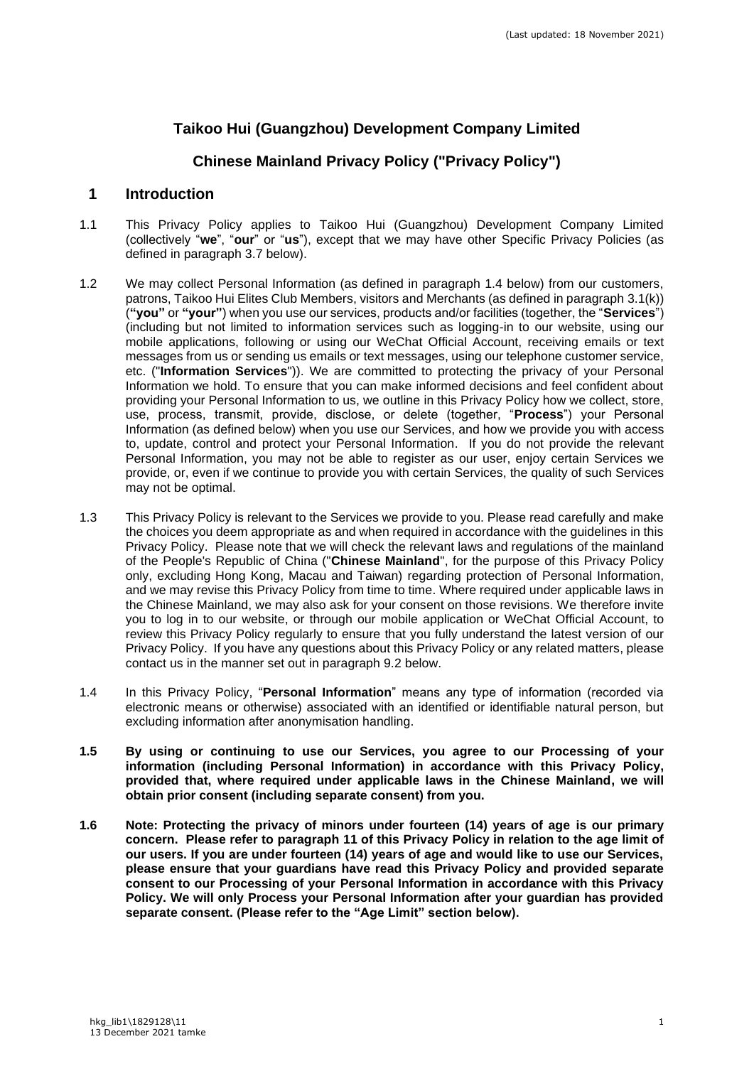(Last updated: 18 November 2021)

# Taikoo Hui (Guangzhou) Development Company Limited

## Chinese Mainland Privacy Policy ("Privacy Policy")

## 1 Introduction

1.1 This Privacy Policy applies to Taikoo Hui (Guangzhou) Development Company Limited (collectively "**we**", "**our**" or "**us**"), except that we may have other Specific Privacy Policies (as defined in paragraph 3.7 below).

1.2 We may collect Personal Information (as defined in paragraph 1.4 below) from our customers, patrons, Taikoo Hui Elites Club Members, visitors and Merchants (as defined in paragraph 3.1(k)) (**"you"** or **"your"**) when you use our services, products and/or facilities (together, the "**Services**") (including but not limited to information services such as logging-in to our website, using our mobile applications, following or using our WeChat Official Account, receiving emails or text messages from us or sending us emails or text messages, using our telephone customer service, etc. ("**Information Services**")). We are committed to protecting the privacy of your Personal Information we hold. To ensure that you can make informed decisions and feel confident about providing your Personal Information to us, we outline in this Privacy Policy how we collect, store, use, process, transmit, provide, disclose, or delete (together, "**Process**") your Personal Information (as defined below) when you use our Services, and how we provide you with access to, update, control and protect your Personal Information. If you do not provide the relevant Personal Information, you may not be able to register as our user, enjoy certain Services we provide, or, even if we continue to provide you with certain Services, the quality of such Services may not be optimal.

1.3 This Privacy Policy is relevant to the Services we provide to you. Please read carefully and make the choices you deem appropriate as and when required in accordance with the guidelines in this Privacy Policy. Please note that we will check the relevant laws and regulations of the mainland of the People's Republic of China ("**Chinese Mainland**", for the purpose of this Privacy Policy only, excluding Hong Kong, Macau and Taiwan) regarding protection of Personal Information, and we may revise this Privacy Policy from time to time. Where required under applicable laws in the Chinese Mainland, we may also ask for your consent on those revisions. We therefore invite you to log in to our website, or through our mobile application or WeChat Official Account, to review this Privacy Policy regularly to ensure that you fully understand the latest version of our Privacy Policy. If you have any questions about this Privacy Policy or any related matters, please contact us in the manner set out in paragraph 9.2 below.

1.4 In this Privacy Policy, "**Personal Information**" means any type of information (recorded via electronic means or otherwise) associated with an identified or identifiable natural person, but excluding information after anonymisation handling.

**1.5 By using or continuing to use our Services, you agree to our Processing of your information (including Personal Information) in accordance with this Privacy Policy, provided that, where required under applicable laws in the Chinese Mainland, we will obtain prior consent (including separate consent) from you.**

**1.6 Note: Protecting the privacy of minors under fourteen (14) years of age is our primary concern. Please refer to paragraph 11 of this Privacy Policy in relation to the age limit of our users. If you are under fourteen (14) years of age and would like to use our Services, please ensure that your guardians have read this Privacy Policy and provided separate consent to our Processing of your Personal Information in accordance with this Privacy Policy. We will only Process your Personal Information after your guardian has provided separate consent. (Please refer to the "Age Limit" section below).**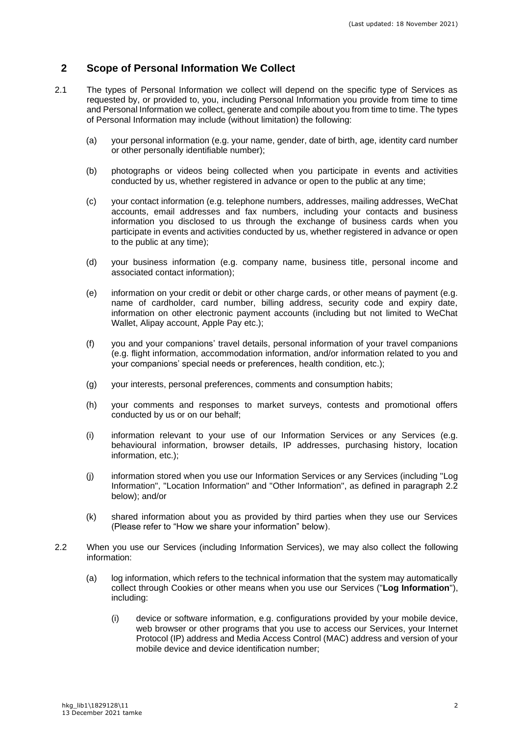## 2 Scope of Personal Information We Collect

2.1 The types of Personal Information we collect will depend on the specific type of Services as requested by, or provided to, you, including Personal Information you provide from time to time and Personal Information we collect, generate and compile about you from time to time. The types of Personal Information may include (without limitation) the following:

(a) your personal information (e.g. your name, gender, date of birth, age, identity card number or other personally identifiable number);

(b) photographs or videos being collected when you participate in events and activities conducted by us, whether registered in advance or open to the public at any time;

(c) your contact information (e.g. telephone numbers, addresses, mailing addresses, WeChat accounts, email addresses and fax numbers, including your contacts and business information you disclosed to us through the exchange of business cards when you participate in events and activities conducted by us, whether registered in advance or open to the public at any time);

(d) your business information (e.g. company name, business title, personal income and associated contact information);

(e) information on your credit or debit or other charge cards, or other means of payment (e.g. name of cardholder, card number, billing address, security code and expiry date, information on other electronic payment accounts (including but not limited to WeChat Wallet, Alipay account, Apple Pay etc.);

(f) you and your companions' travel details, personal information of your travel companions (e.g. flight information, accommodation information, and/or information related to you and your companions' special needs or preferences, health condition, etc.);

(g) your interests, personal preferences, comments and consumption habits;

(h) your comments and responses to market surveys, contests and promotional offers conducted by us or on our behalf;

(i) information relevant to your use of our Information Services or any Services (e.g. behavioural information, browser details, IP addresses, purchasing history, location information, etc.);

(j) information stored when you use our Information Services or any Services (including "Log Information", "Location Information" and "Other Information", as defined in paragraph 2.2 below); and/or

(k) shared information about you as provided by third parties when they use our Services (Please refer to "How we share your information" below).

2.2 When you use our Services (including Information Services), we may also collect the following information:

(a) log information, which refers to the technical information that the system may automatically collect through Cookies or other means when you use our Services ("**Log Information**"), including:

(i) device or software information, e.g. configurations provided by your mobile device, web browser or other programs that you use to access our Services, your Internet Protocol (IP) address and Media Access Control (MAC) address and version of your mobile device and device identification number;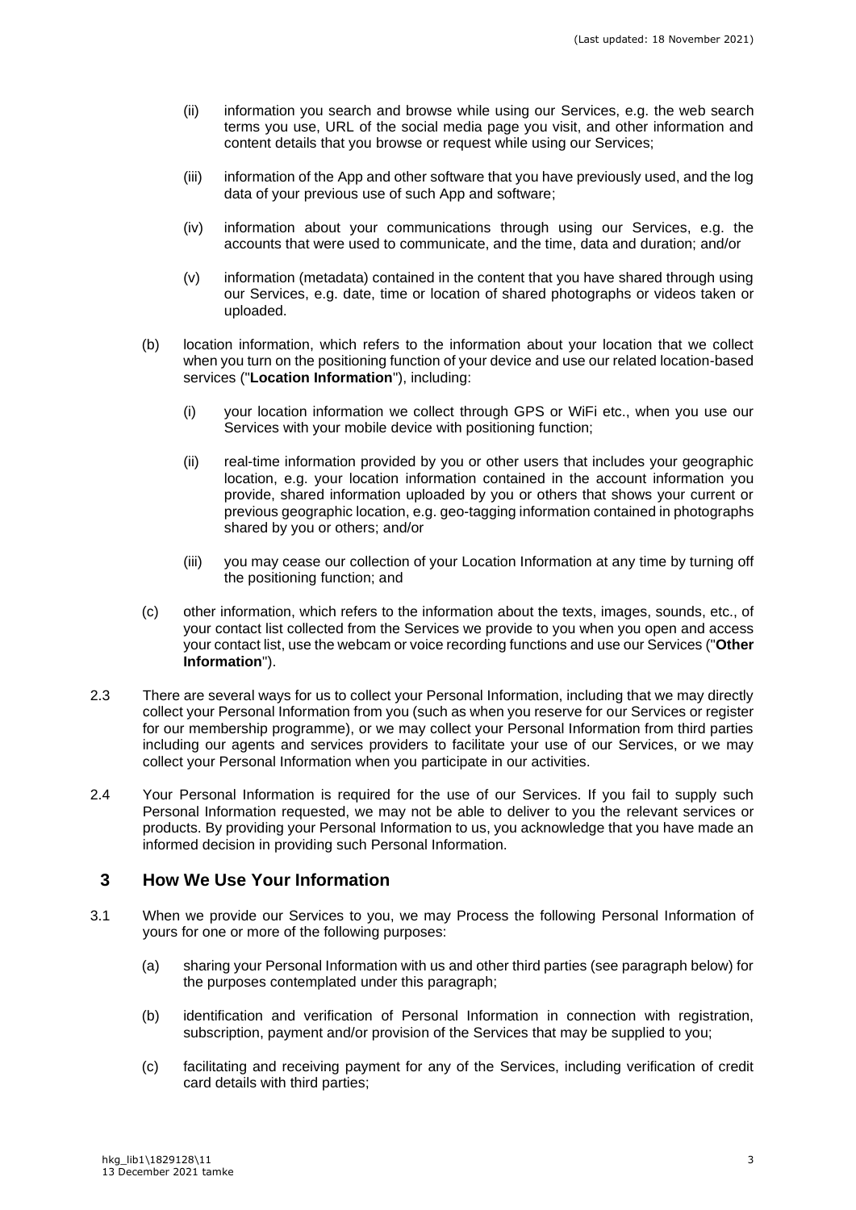(ii) information you search and browse while using our Services, e.g. the web search terms you use, URL of the social media page you visit, and other information and content details that you browse or request while using our Services;

(iii) information of the App and other software that you have previously used, and the log data of your previous use of such App and software;

(iv) information about your communications through using our Services, e.g. the accounts that were used to communicate, and the time, data and duration; and/or

(v) information (metadata) contained in the content that you have shared through using our Services, e.g. date, time or location of shared photographs or videos taken or uploaded.

(b) location information, which refers to the information about your location that we collect when you turn on the positioning function of your device and use our related location-based services ("**Location Information**"), including:

(i) your location information we collect through GPS or WiFi etc., when you use our Services with your mobile device with positioning function;

(ii) real-time information provided by you or other users that includes your geographic location, e.g. your location information contained in the account information you provide, shared information uploaded by you or others that shows your current or previous geographic location, e.g. geo-tagging information contained in photographs shared by you or others; and/or

(iii) you may cease our collection of your Location Information at any time by turning off the positioning function; and

(c) other information, which refers to the information about the texts, images, sounds, etc., of your contact list collected from the Services we provide to you when you open and access your contact list, use the webcam or voice recording functions and use our Services ("**Other Information**").

2.3 There are several ways for us to collect your Personal Information, including that we may directly collect your Personal Information from you (such as when you reserve for our Services or register for our membership programme), or we may collect your Personal Information from third parties including our agents and services providers to facilitate your use of our Services, or we may collect your Personal Information when you participate in our activities.

2.4 Your Personal Information is required for the use of our Services. If you fail to supply such Personal Information requested, we may not be able to deliver to you the relevant services or products. By providing your Personal Information to us, you acknowledge that you have made an informed decision in providing such Personal Information.

## 3 How We Use Your Information

3.1 When we provide our Services to you, we may Process the following Personal Information of yours for one or more of the following purposes:

(a) sharing your Personal Information with us and other third parties (see paragraph below) for the purposes contemplated under this paragraph;

(b) identification and verification of Personal Information in connection with registration, subscription, payment and/or provision of the Services that may be supplied to you;

(c) facilitating and receiving payment for any of the Services, including verification of credit card details with third parties;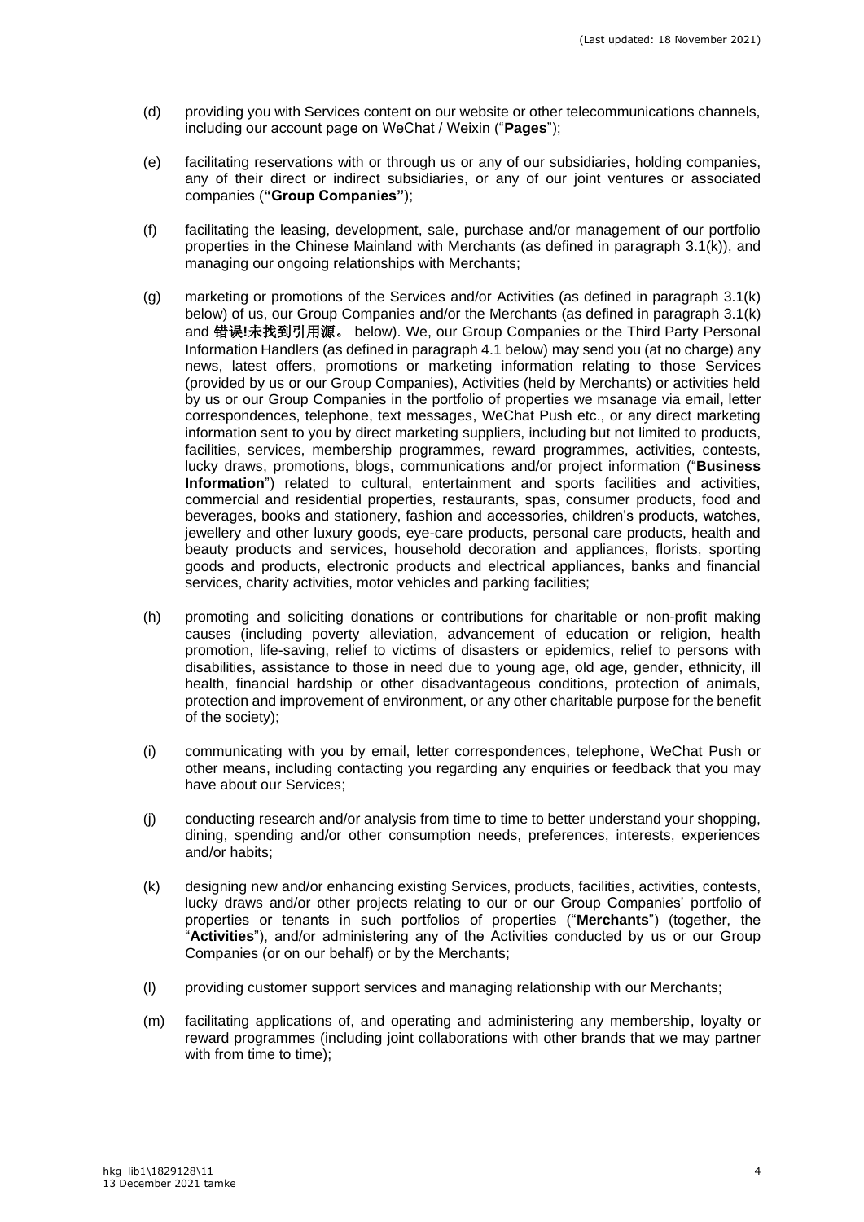(d) providing you with Services content on our website or other telecommunications channels, including our account page on WeChat / Weixin ("**Pages**");

(e) facilitating reservations with or through us or any of our subsidiaries, holding companies, any of their direct or indirect subsidiaries, or any of our joint ventures or associated companies (**"Group Companies"**);

(f) facilitating the leasing, development, sale, purchase and/or management of our portfolio properties in the Chinese Mainland with Merchants (as defined in paragraph 3.1(k)), and managing our ongoing relationships with Merchants;

(g) marketing or promotions of the Services and/or Activities (as defined in paragraph 3.1(k) below) of us, our Group Companies and/or the Merchants (as defined in paragraph 3.1(k) and **错误!未找到引用源。** below). We, our Group Companies or the Third Party Personal Information Handlers (as defined in paragraph 4.1 below) may send you (at no charge) any news, latest offers, promotions or marketing information relating to those Services (provided by us or our Group Companies), Activities (held by Merchants) or activities held by us or our Group Companies in the portfolio of properties we msanage via email, letter correspondences, telephone, text messages, WeChat Push etc., or any direct marketing information sent to you by direct marketing suppliers, including but not limited to products, facilities, services, membership programmes, reward programmes, activities, contests, lucky draws, promotions, blogs, communications and/or project information ("**Business Information**") related to cultural, entertainment and sports facilities and activities, commercial and residential properties, restaurants, spas, consumer products, food and beverages, books and stationery, fashion and accessories, children's products, watches, jewellery and other luxury goods, eye-care products, personal care products, health and beauty products and services, household decoration and appliances, florists, sporting goods and products, electronic products and electrical appliances, banks and financial services, charity activities, motor vehicles and parking facilities;

(h) promoting and soliciting donations or contributions for charitable or non-profit making causes (including poverty alleviation, advancement of education or religion, health promotion, life-saving, relief to victims of disasters or epidemics, relief to persons with disabilities, assistance to those in need due to young age, old age, gender, ethnicity, ill health, financial hardship or other disadvantageous conditions, protection of animals, protection and improvement of environment, or any other charitable purpose for the benefit of the society);

(i) communicating with you by email, letter correspondences, telephone, WeChat Push or other means, including contacting you regarding any enquiries or feedback that you may have about our Services;

(j) conducting research and/or analysis from time to time to better understand your shopping, dining, spending and/or other consumption needs, preferences, interests, experiences and/or habits;

(k) designing new and/or enhancing existing Services, products, facilities, activities, contests, lucky draws and/or other projects relating to our or our Group Companies' portfolio of properties or tenants in such portfolios of properties ("**Merchants**") (together, the "**Activities**"), and/or administering any of the Activities conducted by us or our Group Companies (or on our behalf) or by the Merchants;

(l) providing customer support services and managing relationship with our Merchants;

(m) facilitating applications of, and operating and administering any membership, loyalty or reward programmes (including joint collaborations with other brands that we may partner with from time to time);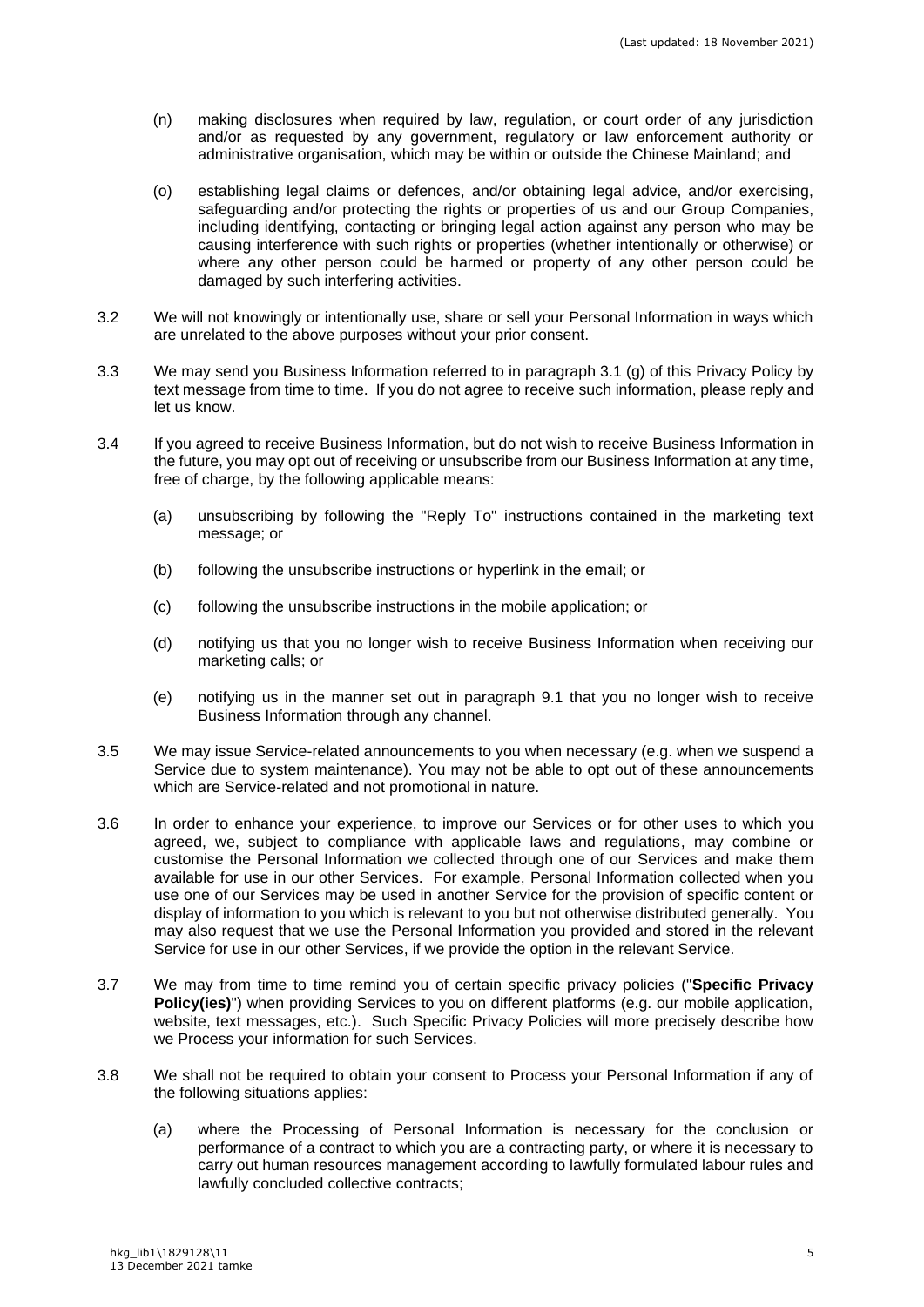(n) making disclosures when required by law, regulation, or court order of any jurisdiction and/or as requested by any government, regulatory or law enforcement authority or administrative organisation, which may be within or outside the Chinese Mainland; and

(o) establishing legal claims or defences, and/or obtaining legal advice, and/or exercising, safeguarding and/or protecting the rights or properties of us and our Group Companies, including identifying, contacting or bringing legal action against any person who may be causing interference with such rights or properties (whether intentionally or otherwise) or where any other person could be harmed or property of any other person could be damaged by such interfering activities.

3.2 We will not knowingly or intentionally use, share or sell your Personal Information in ways which are unrelated to the above purposes without your prior consent.

3.3 We may send you Business Information referred to in paragraph 3.1 (g) of this Privacy Policy by text message from time to time. If you do not agree to receive such information, please reply and let us know.

3.4 If you agreed to receive Business Information, but do not wish to receive Business Information in the future, you may opt out of receiving or unsubscribe from our Business Information at any time, free of charge, by the following applicable means:

(a) unsubscribing by following the "Reply To" instructions contained in the marketing text message; or

(b) following the unsubscribe instructions or hyperlink in the email; or

(c) following the unsubscribe instructions in the mobile application; or

(d) notifying us that you no longer wish to receive Business Information when receiving our marketing calls; or

(e) notifying us in the manner set out in paragraph 9.1 that you no longer wish to receive Business Information through any channel.

3.5 We may issue Service-related announcements to you when necessary (e.g. when we suspend a Service due to system maintenance). You may not be able to opt out of these announcements which are Service-related and not promotional in nature.

3.6 In order to enhance your experience, to improve our Services or for other uses to which you agreed, we, subject to compliance with applicable laws and regulations, may combine or customise the Personal Information we collected through one of our Services and make them available for use in our other Services. For example, Personal Information collected when you use one of our Services may be used in another Service for the provision of specific content or display of information to you which is relevant to you but not otherwise distributed generally. You may also request that we use the Personal Information you provided and stored in the relevant Service for use in our other Services, if we provide the option in the relevant Service.

3.7 We may from time to time remind you of certain specific privacy policies ("**Specific Privacy Policy(ies)**") when providing Services to you on different platforms (e.g. our mobile application, website, text messages, etc.). Such Specific Privacy Policies will more precisely describe how we Process your information for such Services.

3.8 We shall not be required to obtain your consent to Process your Personal Information if any of the following situations applies:

(a) where the Processing of Personal Information is necessary for the conclusion or performance of a contract to which you are a contracting party, or where it is necessary to carry out human resources management according to lawfully formulated labour rules and lawfully concluded collective contracts;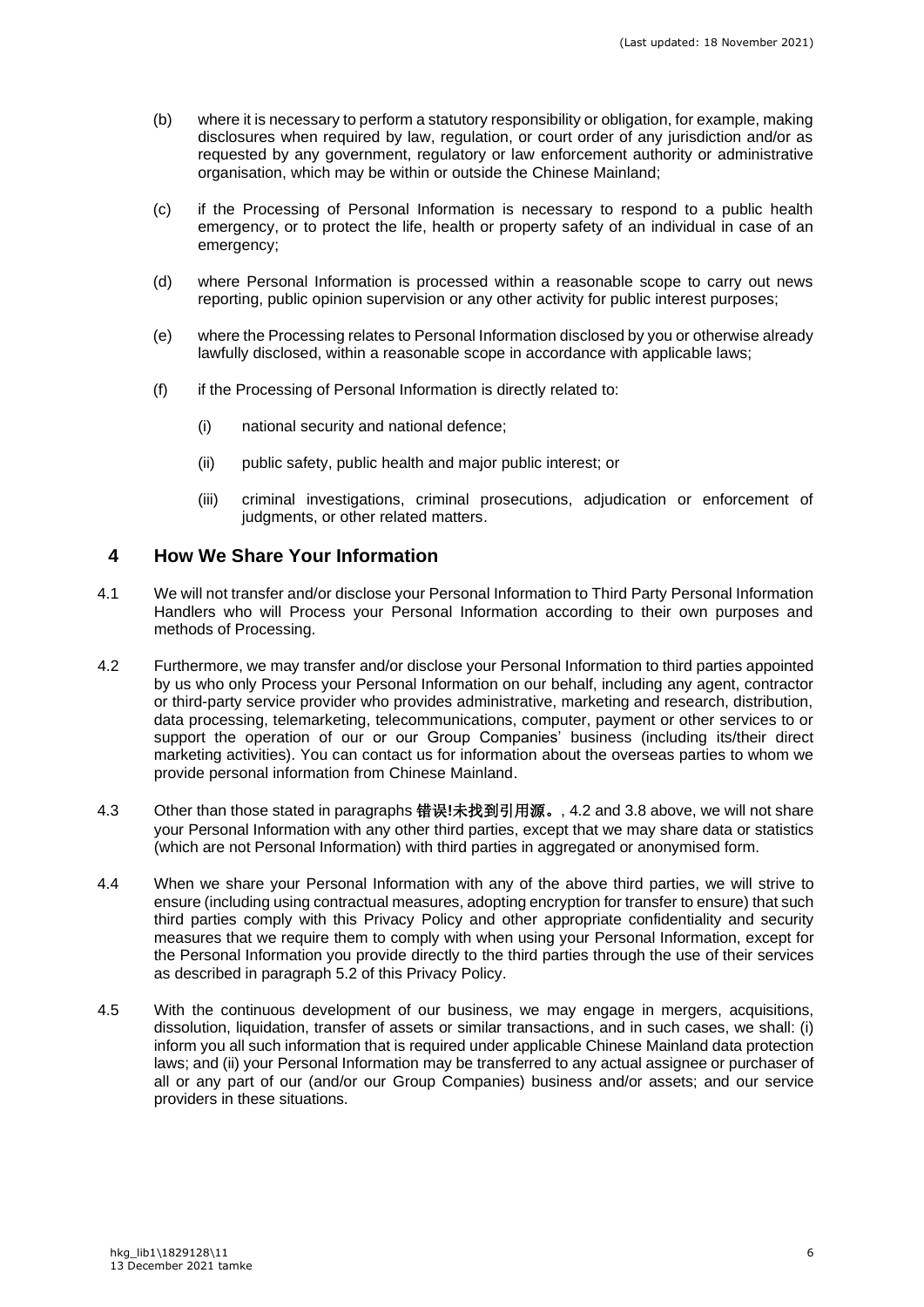(b) where it is necessary to perform a statutory responsibility or obligation, for example, making disclosures when required by law, regulation, or court order of any jurisdiction and/or as requested by any government, regulatory or law enforcement authority or administrative organisation, which may be within or outside the Chinese Mainland;

(c) if the Processing of Personal Information is necessary to respond to a public health emergency, or to protect the life, health or property safety of an individual in case of an emergency;

(d) where Personal Information is processed within a reasonable scope to carry out news reporting, public opinion supervision or any other activity for public interest purposes;

(e) where the Processing relates to Personal Information disclosed by you or otherwise already lawfully disclosed, within a reasonable scope in accordance with applicable laws;

(f) if the Processing of Personal Information is directly related to:

  (i) national security and national defence;

  (ii) public safety, public health and major public interest; or

  (iii) criminal investigations, criminal prosecutions, adjudication or enforcement of judgments, or other related matters.

## 4 How We Share Your Information

4.1 We will not transfer and/or disclose your Personal Information to Third Party Personal Information Handlers who will Process your Personal Information according to their own purposes and methods of Processing.

4.2 Furthermore, we may transfer and/or disclose your Personal Information to third parties appointed by us who only Process your Personal Information on our behalf, including any agent, contractor or third-party service provider who provides administrative, marketing and research, distribution, data processing, telemarketing, telecommunications, computer, payment or other services to or support the operation of our or our Group Companies' business (including its/their direct marketing activities). You can contact us for information about the overseas parties to whom we provide personal information from Chinese Mainland.

4.3 Other than those stated in paragraphs **错误!未找到引用源。**, 4.2 and 3.8 above, we will not share your Personal Information with any other third parties, except that we may share data or statistics (which are not Personal Information) with third parties in aggregated or anonymised form.

4.4 When we share your Personal Information with any of the above third parties, we will strive to ensure (including using contractual measures, adopting encryption for transfer to ensure) that such third parties comply with this Privacy Policy and other appropriate confidentiality and security measures that we require them to comply with when using your Personal Information, except for the Personal Information you provide directly to the third parties through the use of their services as described in paragraph 5.2 of this Privacy Policy.

4.5 With the continuous development of our business, we may engage in mergers, acquisitions, dissolution, liquidation, transfer of assets or similar transactions, and in such cases, we shall: (i) inform you all such information that is required under applicable Chinese Mainland data protection laws; and (ii) your Personal Information may be transferred to any actual assignee or purchaser of all or any part of our (and/or our Group Companies) business and/or assets; and our service providers in these situations.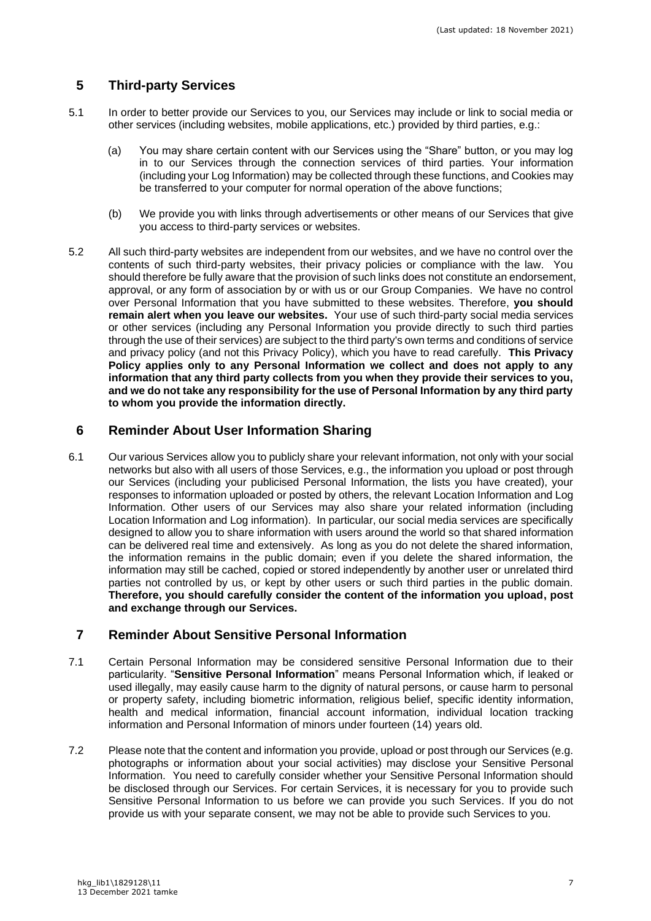## 5 Third-party Services

5.1 In order to better provide our Services to you, our Services may include or link to social media or other services (including websites, mobile applications, etc.) provided by third parties, e.g.:

(a) You may share certain content with our Services using the "Share" button, or you may log in to our Services through the connection services of third parties. Your information (including your Log Information) may be collected through these functions, and Cookies may be transferred to your computer for normal operation of the above functions;

(b) We provide you with links through advertisements or other means of our Services that give you access to third-party services or websites.

5.2 All such third-party websites are independent from our websites, and we have no control over the contents of such third-party websites, their privacy policies or compliance with the law. You should therefore be fully aware that the provision of such links does not constitute an endorsement, approval, or any form of association by or with us or our Group Companies. We have no control over Personal Information that you have submitted to these websites. Therefore, **you should remain alert when you leave our websites.** Your use of such third-party social media services or other services (including any Personal Information you provide directly to such third parties through the use of their services) are subject to the third party's own terms and conditions of service and privacy policy (and not this Privacy Policy), which you have to read carefully. **This Privacy Policy applies only to any Personal Information we collect and does not apply to any information that any third party collects from you when they provide their services to you, and we do not take any responsibility for the use of Personal Information by any third party to whom you provide the information directly.**

## 6 Reminder About User Information Sharing

6.1 Our various Services allow you to publicly share your relevant information, not only with your social networks but also with all users of those Services, e.g., the information you upload or post through our Services (including your publicised Personal Information, the lists you have created), your responses to information uploaded or posted by others, the relevant Location Information and Log Information. Other users of our Services may also share your related information (including Location Information and Log information). In particular, our social media services are specifically designed to allow you to share information with users around the world so that shared information can be delivered real time and extensively. As long as you do not delete the shared information, the information remains in the public domain; even if you delete the shared information, the information may still be cached, copied or stored independently by another user or unrelated third parties not controlled by us, or kept by other users or such third parties in the public domain. **Therefore, you should carefully consider the content of the information you upload, post and exchange through our Services.**

## 7 Reminder About Sensitive Personal Information

7.1 Certain Personal Information may be considered sensitive Personal Information due to their particularity. "**Sensitive Personal Information**" means Personal Information which, if leaked or used illegally, may easily cause harm to the dignity of natural persons, or cause harm to personal or property safety, including biometric information, religious belief, specific identity information, health and medical information, financial account information, individual location tracking information and Personal Information of minors under fourteen (14) years old.

7.2 Please note that the content and information you provide, upload or post through our Services (e.g. photographs or information about your social activities) may disclose your Sensitive Personal Information. You need to carefully consider whether your Sensitive Personal Information should be disclosed through our Services. For certain Services, it is necessary for you to provide such Sensitive Personal Information to us before we can provide you such Services. If you do not provide us with your separate consent, we may not be able to provide such Services to you.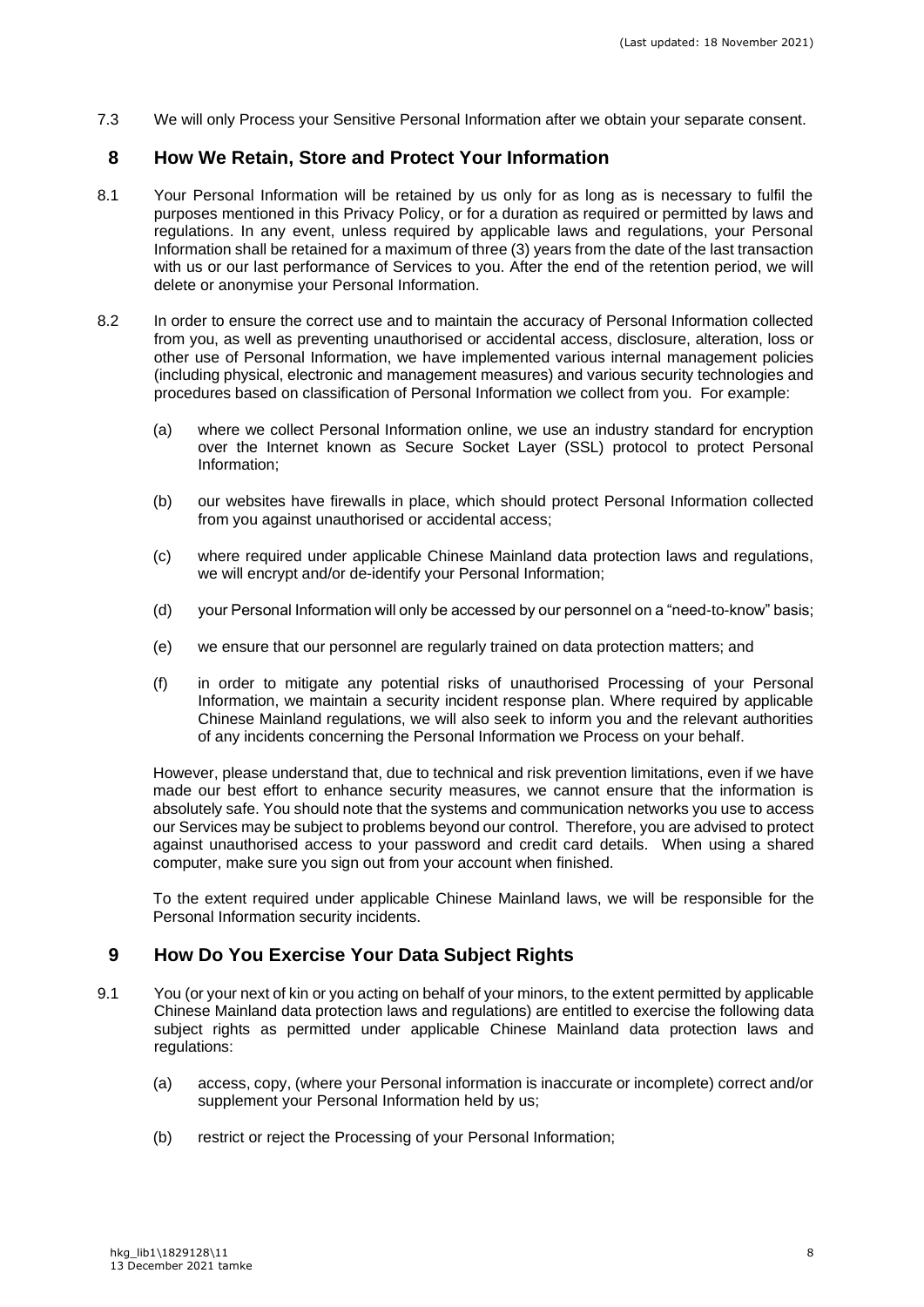7.3 We will only Process your Sensitive Personal Information after we obtain your separate consent.

## 8 How We Retain, Store and Protect Your Information

8.1 Your Personal Information will be retained by us only for as long as is necessary to fulfil the purposes mentioned in this Privacy Policy, or for a duration as required or permitted by laws and regulations. In any event, unless required by applicable laws and regulations, your Personal Information shall be retained for a maximum of three (3) years from the date of the last transaction with us or our last performance of Services to you. After the end of the retention period, we will delete or anonymise your Personal Information.

8.2 In order to ensure the correct use and to maintain the accuracy of Personal Information collected from you, as well as preventing unauthorised or accidental access, disclosure, alteration, loss or other use of Personal Information, we have implemented various internal management policies (including physical, electronic and management measures) and various security technologies and procedures based on classification of Personal Information we collect from you. For example:

(a) where we collect Personal Information online, we use an industry standard for encryption over the Internet known as Secure Socket Layer (SSL) protocol to protect Personal Information;

(b) our websites have firewalls in place, which should protect Personal Information collected from you against unauthorised or accidental access;

(c) where required under applicable Chinese Mainland data protection laws and regulations, we will encrypt and/or de-identify your Personal Information;

(d) your Personal Information will only be accessed by our personnel on a "need-to-know" basis;

(e) we ensure that our personnel are regularly trained on data protection matters; and

(f) in order to mitigate any potential risks of unauthorised Processing of your Personal Information, we maintain a security incident response plan. Where required by applicable Chinese Mainland regulations, we will also seek to inform you and the relevant authorities of any incidents concerning the Personal Information we Process on your behalf.

However, please understand that, due to technical and risk prevention limitations, even if we have made our best effort to enhance security measures, we cannot ensure that the information is absolutely safe. You should note that the systems and communication networks you use to access our Services may be subject to problems beyond our control. Therefore, you are advised to protect against unauthorised access to your password and credit card details. When using a shared computer, make sure you sign out from your account when finished.

To the extent required under applicable Chinese Mainland laws, we will be responsible for the Personal Information security incidents.

## 9 How Do You Exercise Your Data Subject Rights

9.1 You (or your next of kin or you acting on behalf of your minors, to the extent permitted by applicable Chinese Mainland data protection laws and regulations) are entitled to exercise the following data subject rights as permitted under applicable Chinese Mainland data protection laws and regulations:

(a) access, copy, (where your Personal information is inaccurate or incomplete) correct and/or supplement your Personal Information held by us;

(b) restrict or reject the Processing of your Personal Information;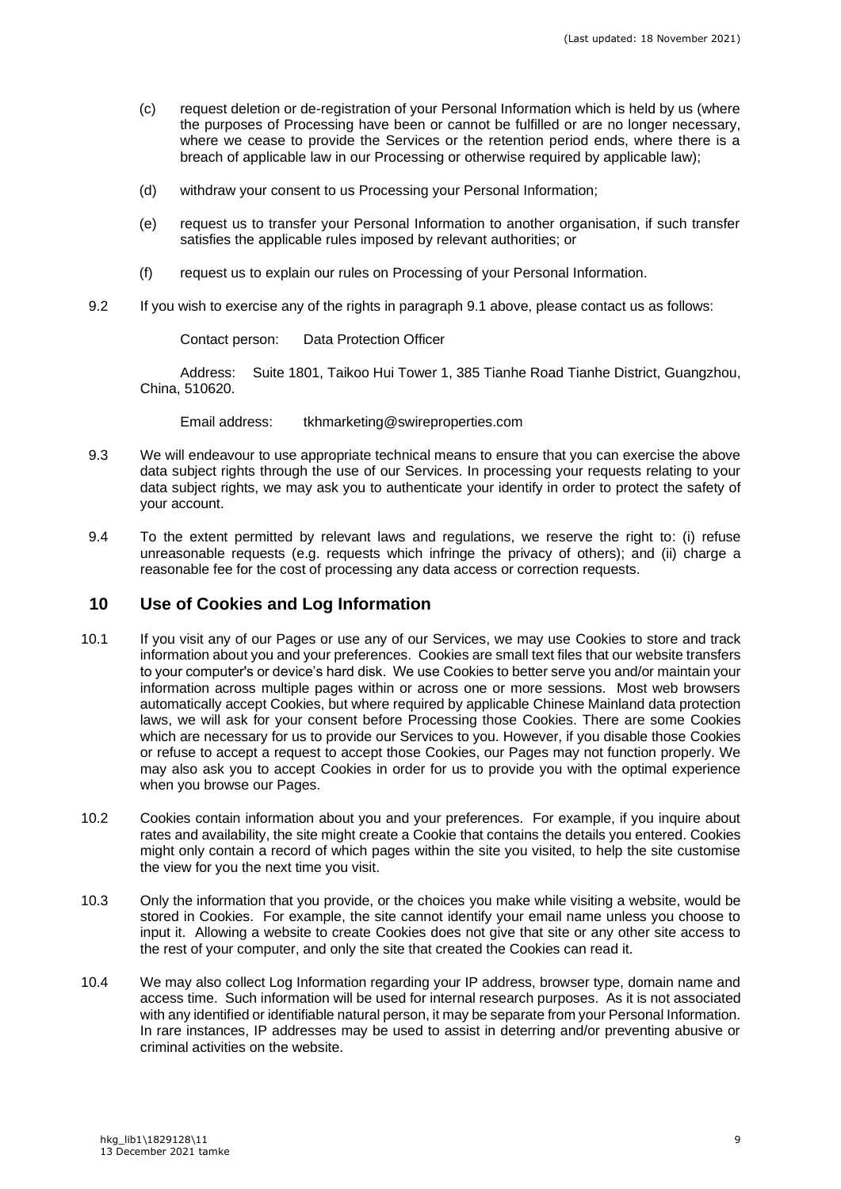(c) request deletion or de-registration of your Personal Information which is held by us (where the purposes of Processing have been or cannot be fulfilled or are no longer necessary, where we cease to provide the Services or the retention period ends, where there is a breach of applicable law in our Processing or otherwise required by applicable law);

(d) withdraw your consent to us Processing your Personal Information;

(e) request us to transfer your Personal Information to another organisation, if such transfer satisfies the applicable rules imposed by relevant authorities; or

(f) request us to explain our rules on Processing of your Personal Information.

9.2 If you wish to exercise any of the rights in paragraph 9.1 above, please contact us as follows:

Contact person: Data Protection Officer

Address: Suite 1801, Taikoo Hui Tower 1, 385 Tianhe Road Tianhe District, Guangzhou, China, 510620.

Email address: tkhmarketing@swireproperties.com

9.3 We will endeavour to use appropriate technical means to ensure that you can exercise the above data subject rights through the use of our Services. In processing your requests relating to your data subject rights, we may ask you to authenticate your identify in order to protect the safety of your account.

9.4 To the extent permitted by relevant laws and regulations, we reserve the right to: (i) refuse unreasonable requests (e.g. requests which infringe the privacy of others); and (ii) charge a reasonable fee for the cost of processing any data access or correction requests.

## 10 Use of Cookies and Log Information

10.1 If you visit any of our Pages or use any of our Services, we may use Cookies to store and track information about you and your preferences. Cookies are small text files that our website transfers to your computer's or device's hard disk. We use Cookies to better serve you and/or maintain your information across multiple pages within or across one or more sessions. Most web browsers automatically accept Cookies, but where required by applicable Chinese Mainland data protection laws, we will ask for your consent before Processing those Cookies. There are some Cookies which are necessary for us to provide our Services to you. However, if you disable those Cookies or refuse to accept a request to accept those Cookies, our Pages may not function properly. We may also ask you to accept Cookies in order for us to provide you with the optimal experience when you browse our Pages.

10.2 Cookies contain information about you and your preferences. For example, if you inquire about rates and availability, the site might create a Cookie that contains the details you entered. Cookies might only contain a record of which pages within the site you visited, to help the site customise the view for you the next time you visit.

10.3 Only the information that you provide, or the choices you make while visiting a website, would be stored in Cookies. For example, the site cannot identify your email name unless you choose to input it. Allowing a website to create Cookies does not give that site or any other site access to the rest of your computer, and only the site that created the Cookies can read it.

10.4 We may also collect Log Information regarding your IP address, browser type, domain name and access time. Such information will be used for internal research purposes. As it is not associated with any identified or identifiable natural person, it may be separate from your Personal Information. In rare instances, IP addresses may be used to assist in deterring and/or preventing abusive or criminal activities on the website.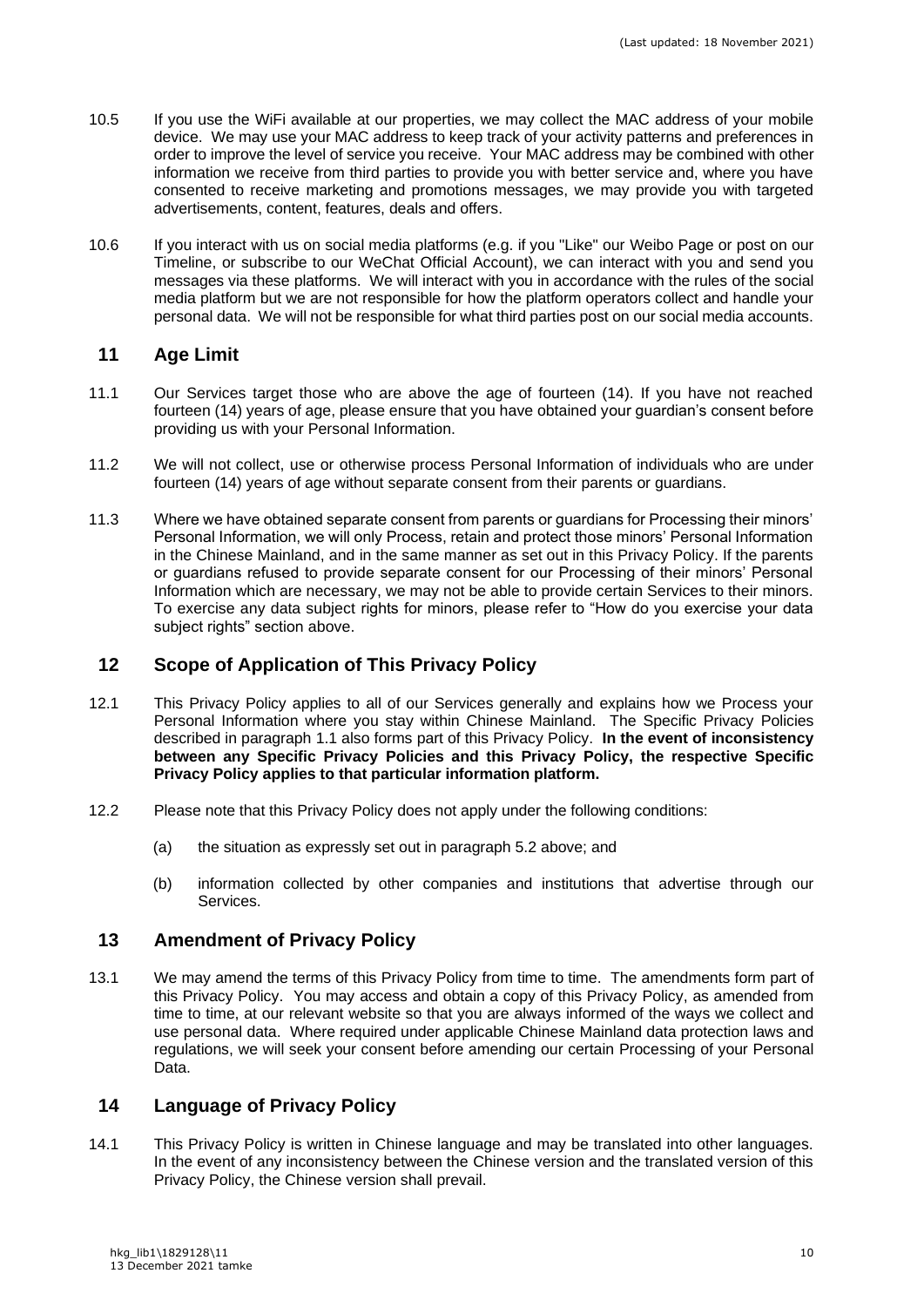10.5 If you use the WiFi available at our properties, we may collect the MAC address of your mobile device. We may use your MAC address to keep track of your activity patterns and preferences in order to improve the level of service you receive. Your MAC address may be combined with other information we receive from third parties to provide you with better service and, where you have consented to receive marketing and promotions messages, we may provide you with targeted advertisements, content, features, deals and offers.

10.6 If you interact with us on social media platforms (e.g. if you "Like" our Weibo Page or post on our Timeline, or subscribe to our WeChat Official Account), we can interact with you and send you messages via these platforms. We will interact with you in accordance with the rules of the social media platform but we are not responsible for how the platform operators collect and handle your personal data. We will not be responsible for what third parties post on our social media accounts.

## 11 Age Limit

11.1 Our Services target those who are above the age of fourteen (14). If you have not reached fourteen (14) years of age, please ensure that you have obtained your guardian's consent before providing us with your Personal Information.

11.2 We will not collect, use or otherwise process Personal Information of individuals who are under fourteen (14) years of age without separate consent from their parents or guardians.

11.3 Where we have obtained separate consent from parents or guardians for Processing their minors' Personal Information, we will only Process, retain and protect those minors' Personal Information in the Chinese Mainland, and in the same manner as set out in this Privacy Policy. If the parents or guardians refused to provide separate consent for our Processing of their minors' Personal Information which are necessary, we may not be able to provide certain Services to their minors. To exercise any data subject rights for minors, please refer to "How do you exercise your data subject rights" section above.

## 12 Scope of Application of This Privacy Policy

12.1 This Privacy Policy applies to all of our Services generally and explains how we Process your Personal Information where you stay within Chinese Mainland. The Specific Privacy Policies described in paragraph 1.1 also forms part of this Privacy Policy. **In the event of inconsistency between any Specific Privacy Policies and this Privacy Policy, the respective Specific Privacy Policy applies to that particular information platform.**

12.2 Please note that this Privacy Policy does not apply under the following conditions:

(a) the situation as expressly set out in paragraph 5.2 above; and

(b) information collected by other companies and institutions that advertise through our Services.

## 13 Amendment of Privacy Policy

13.1 We may amend the terms of this Privacy Policy from time to time. The amendments form part of this Privacy Policy. You may access and obtain a copy of this Privacy Policy, as amended from time to time, at our relevant website so that you are always informed of the ways we collect and use personal data. Where required under applicable Chinese Mainland data protection laws and regulations, we will seek your consent before amending our certain Processing of your Personal Data.

## 14 Language of Privacy Policy

14.1 This Privacy Policy is written in Chinese language and may be translated into other languages. In the event of any inconsistency between the Chinese version and the translated version of this Privacy Policy, the Chinese version shall prevail.